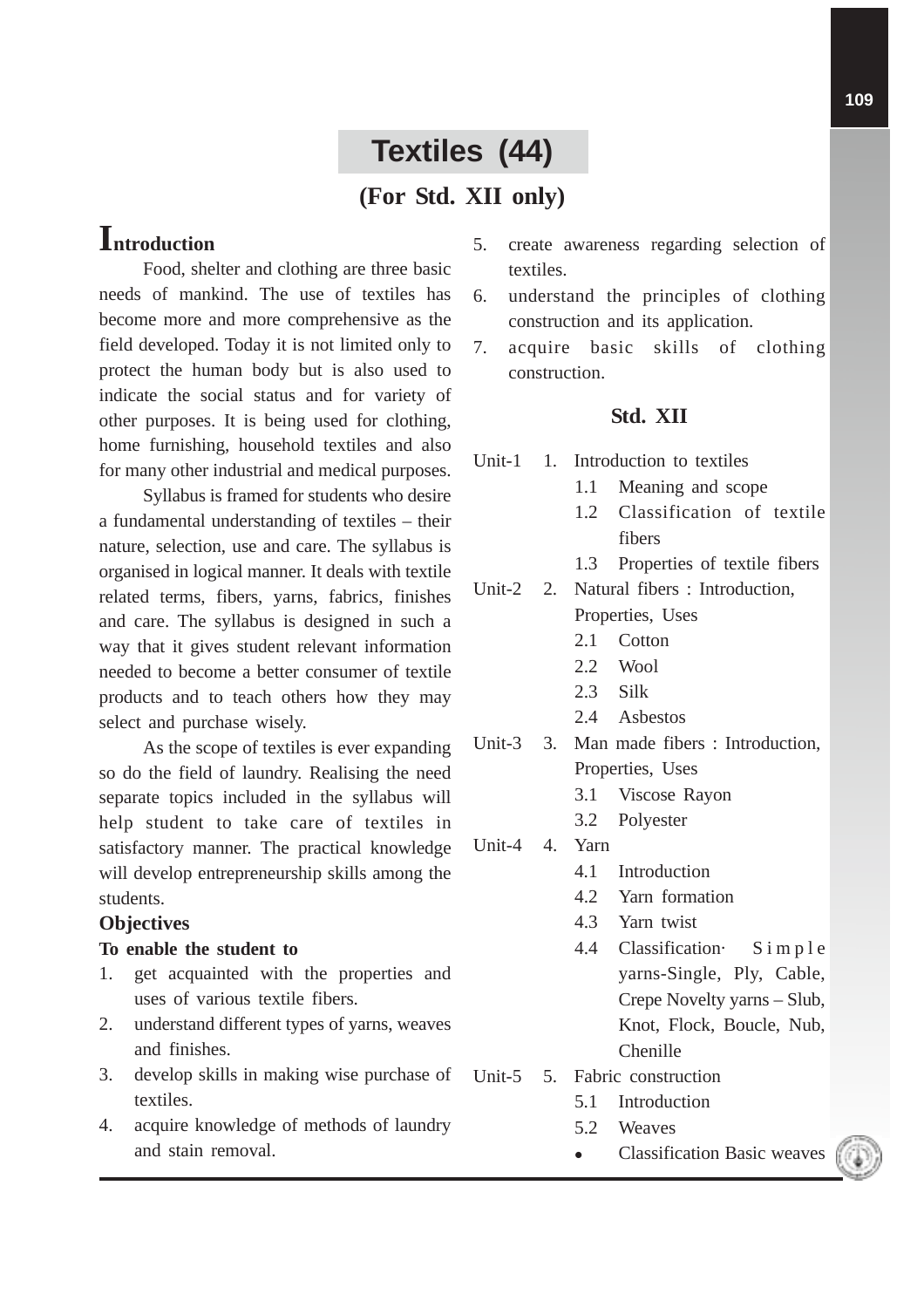# Textiles (44)

## (For Std. XII only)

## Introduction

Food, shelter and clothing are three basic needs of mankind. The use of textiles has become more and more comprehensive as the field developed. Today it is not limited only to protect the human body but is also used to indicate the social status and for variety of other purposes. It is being used for clothing, home furnishing, household textiles and also for many other industrial and medical purposes.

Syllabus is framed for students who desire a fundamental understanding of textiles – their nature, selection, use and care. The syllabus is organised in logical manner. It deals with textile related terms, fibers, yarns, fabrics, finishes and care. The syllabus is designed in such a way that it gives student relevant information needed to become a better consumer of textile products and to teach others how they may select and purchase wisely.

As the scope of textiles is ever expanding so do the field of laundry. Realising the need separate topics included in the syllabus will help student to take care of textiles in satisfactory manner. The practical knowledge will develop entrepreneurship skills among the students.

### Objectives

**To enable the student to**

1. get acquainted with the properties and uses of various textile fibers.
2. understand different types of yarns, weaves and finishes.
3. develop skills in making wise purchase of textiles.
4. acquire knowledge of methods of laundry and stain removal.
5. create awareness regarding selection of textiles.
6. understand the principles of clothing construction and its application.
7. acquire basic skills of clothing construction.

### Std. XII

Unit-1 1. Introduction to textiles
- 1.1 Meaning and scope
- 1.2 Classification of textile fibers
- 1.3 Properties of textile fibers

Unit-2 2. Natural fibers : Introduction, Properties, Uses
- 2.1 Cotton
- 2.2 Wool
- 2.3 Silk
- 2.4 Asbestos

Unit-3 3. Man made fibers : Introduction, Properties, Uses
- 3.1 Viscose Rayon
- 3.2 Polyester

Unit-4 4. Yarn
- 4.1 Introduction
- 4.2 Yarn formation
- 4.3 Yarn twist
- 4.4 Classification· Simple yarns-Single, Ply, Cable, Crepe Novelty yarns – Slub, Knot, Flock, Boucle, Nub, Chenille

Unit-5 5. Fabric construction
- 5.1 Introduction
- 5.2 Weaves
- • Classification Basic weaves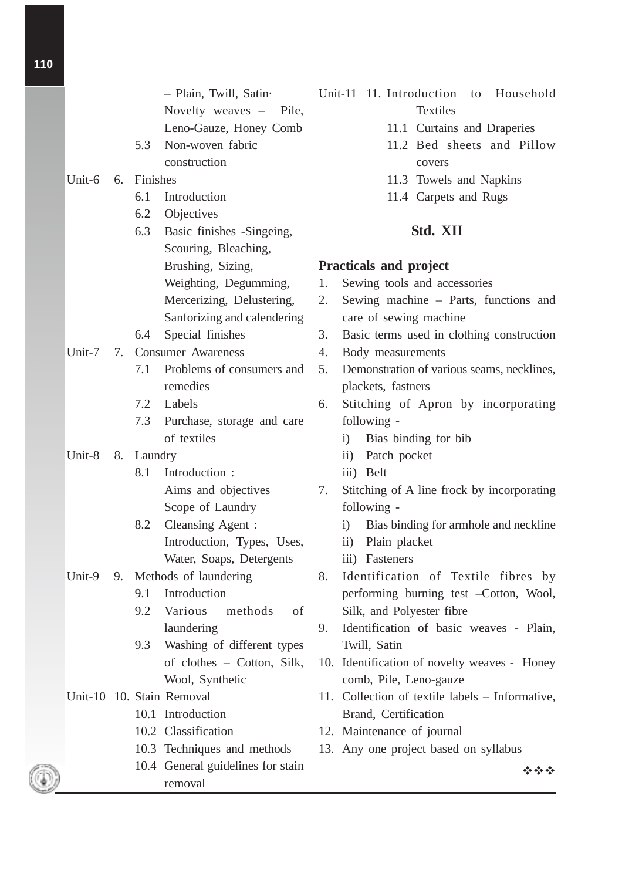– Plain, Twill, Satin· Novelty weaves – Pile, Leno-Gauze, Honey Comb

5.3 Non-woven fabric construction

Unit-6 6. Finishes

- 6.1 Introduction
- 6.2 Objectives
- 6.3 Basic finishes -Singeing, Scouring, Bleaching, Brushing, Sizing, Weighting, Degumming, Mercerizing, Delustering, Sanforizing and calendering
- 6.4 Special finishes

Unit-7 7. Consumer Awareness

- 7.1 Problems of consumers and remedies
- 7.2 Labels
- 7.3 Purchase, storage and care of textiles

Unit-8 8. Laundry

- 8.1 Introduction : Aims and objectives Scope of Laundry
- 8.2 Cleansing Agent : Introduction, Types, Uses, Water, Soaps, Detergents

Unit-9 9. Methods of laundering

- 9.1 Introduction
- 9.2 Various methods of laundering
- 9.3 Washing of different types of clothes – Cotton, Silk, Wool, Synthetic

Unit-10 10. Stain Removal

- 10.1 Introduction
- 10.2 Classification
- 10.3 Techniques and methods
- 10.4 General guidelines for stain removal

Unit-11 11. Introduction to Household Textiles

- 11.1 Curtains and Draperies
- 11.2 Bed sheets and Pillow covers
- 11.3 Towels and Napkins
- 11.4 Carpets and Rugs

## Std. XII

**Practicals and project**

1. Sewing tools and accessories
2. Sewing machine – Parts, functions and care of sewing machine
3. Basic terms used in clothing construction
4. Body measurements
5. Demonstration of various seams, necklines, plackets, fastners
6. Stitching of Apron by incorporating following -
   - i) Bias binding for bib
   - ii) Patch pocket
   - iii) Belt
7. Stitching of A line frock by incorporating following -
   - i) Bias binding for armhole and neckline
   - ii) Plain placket
   - iii) Fasteners
8. Identification of Textile fibres by performing burning test –Cotton, Wool, Silk, and Polyester fibre
9. Identification of basic weaves - Plain, Twill, Satin
10. Identification of novelty weaves - Honey comb, Pile, Leno-gauze
11. Collection of textile labels – Informative, Brand, Certification
12. Maintenance of journal
13. Any one project based on syllabus

❖❖❖